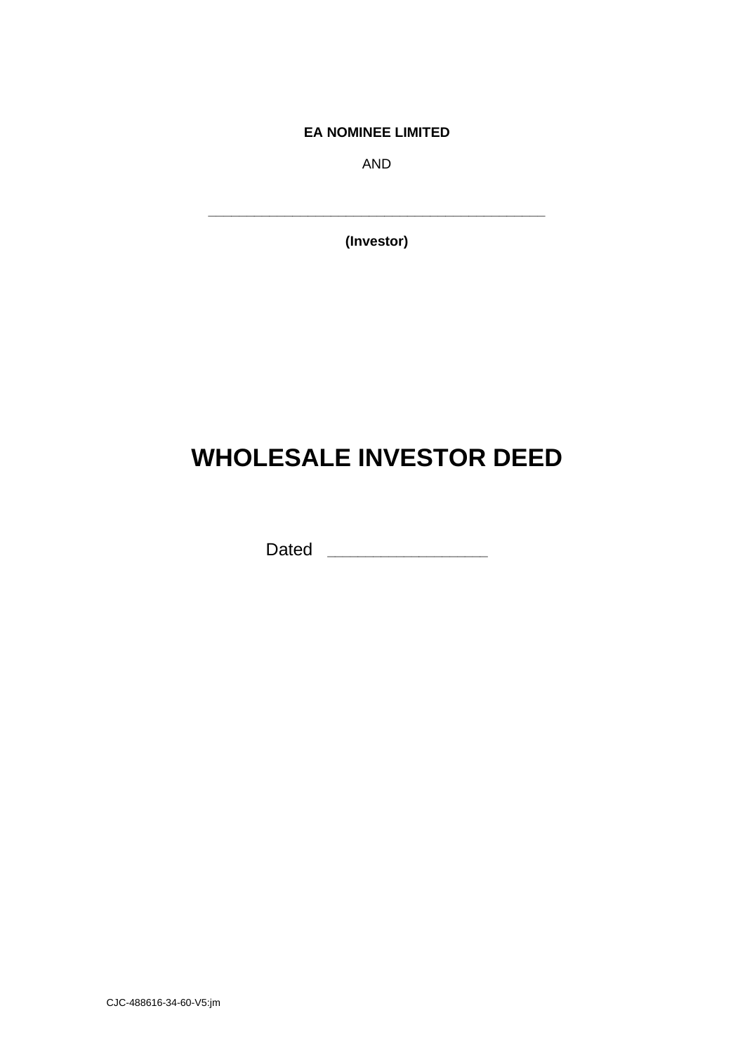**EA NOMINEE LIMITED**

AND

\_\_\_\_\_\_\_\_\_\_\_\_\_\_\_\_\_\_\_\_\_\_\_\_\_\_\_\_\_\_\_\_\_\_\_\_\_\_\_\_\_\_

**(Investor)**

# WHOLESALE INVESTOR DEED

Dated \_\_\_\_\_\_\_\_\_\_\_\_\_\_\_\_\_\_\_\_

CJC-488616-34-60-V5:jm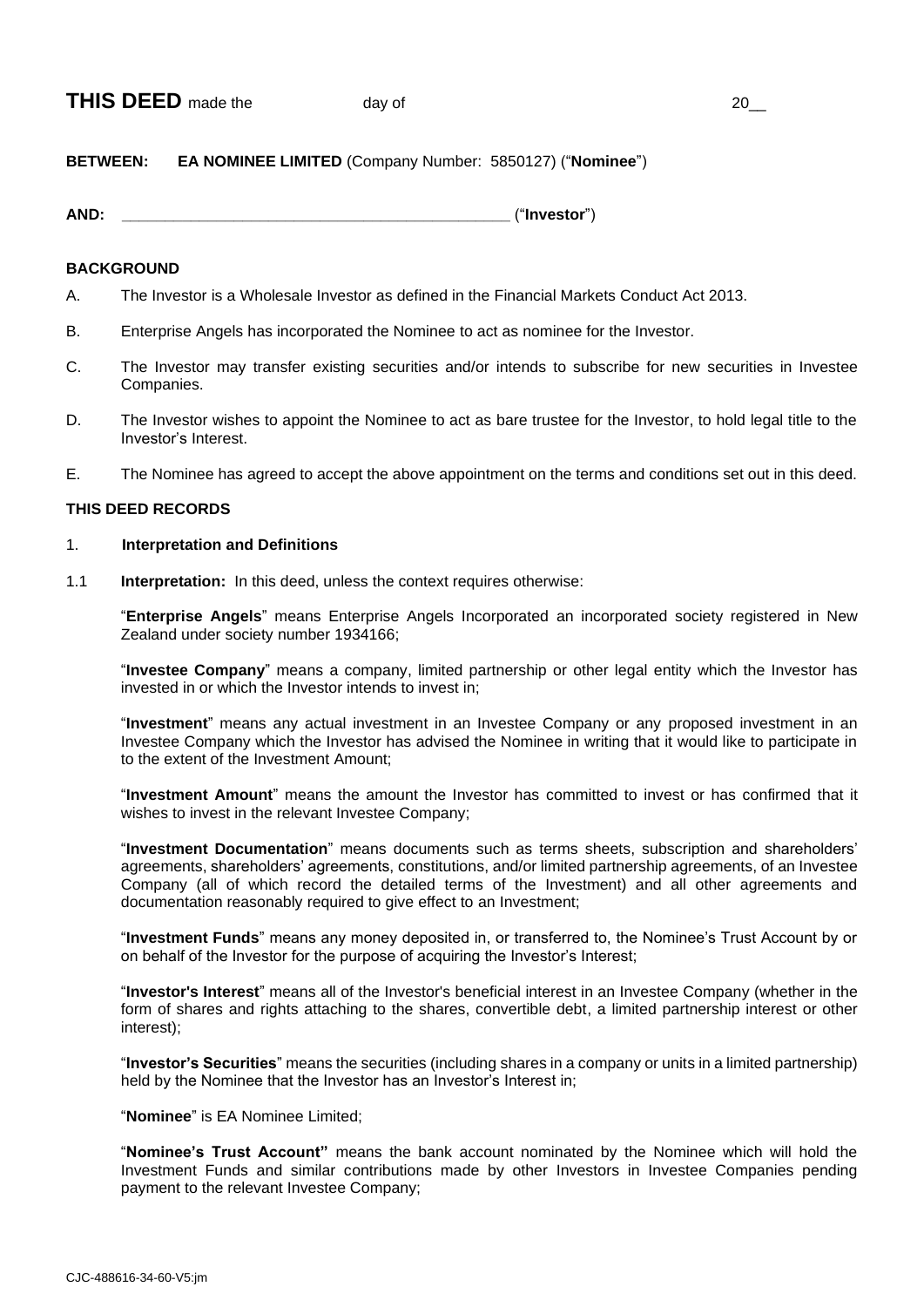**THIS DEED** made the day of 20__

**BETWEEN:** **EA NOMINEE LIMITED** (Company Number: 5850127) ("**Nominee**")

**AND:** ____________________________________________ ("**Investor**")

**BACKGROUND**

A. The Investor is a Wholesale Investor as defined in the Financial Markets Conduct Act 2013.

B. Enterprise Angels has incorporated the Nominee to act as nominee for the Investor.

C. The Investor may transfer existing securities and/or intends to subscribe for new securities in Investee Companies.

D. The Investor wishes to appoint the Nominee to act as bare trustee for the Investor, to hold legal title to the Investor's Interest.

E. The Nominee has agreed to accept the above appointment on the terms and conditions set out in this deed.

**THIS DEED RECORDS**

1. **Interpretation and Definitions**

1.1 **Interpretation:** In this deed, unless the context requires otherwise:

"**Enterprise Angels**" means Enterprise Angels Incorporated an incorporated society registered in New Zealand under society number 1934166;

"**Investee Company**" means a company, limited partnership or other legal entity which the Investor has invested in or which the Investor intends to invest in;

"**Investment**" means any actual investment in an Investee Company or any proposed investment in an Investee Company which the Investor has advised the Nominee in writing that it would like to participate in to the extent of the Investment Amount;

"**Investment Amount**" means the amount the Investor has committed to invest or has confirmed that it wishes to invest in the relevant Investee Company;

"**Investment Documentation**" means documents such as terms sheets, subscription and shareholders' agreements, shareholders' agreements, constitutions, and/or limited partnership agreements, of an Investee Company (all of which record the detailed terms of the Investment) and all other agreements and documentation reasonably required to give effect to an Investment;

"**Investment Funds**" means any money deposited in, or transferred to, the Nominee's Trust Account by or on behalf of the Investor for the purpose of acquiring the Investor's Interest;

"**Investor's Interest**" means all of the Investor's beneficial interest in an Investee Company (whether in the form of shares and rights attaching to the shares, convertible debt, a limited partnership interest or other interest);

"**Investor's Securities**" means the securities (including shares in a company or units in a limited partnership) held by the Nominee that the Investor has an Investor's Interest in;

"**Nominee**" is EA Nominee Limited;

"**Nominee's Trust Account"** means the bank account nominated by the Nominee which will hold the Investment Funds and similar contributions made by other Investors in Investee Companies pending payment to the relevant Investee Company;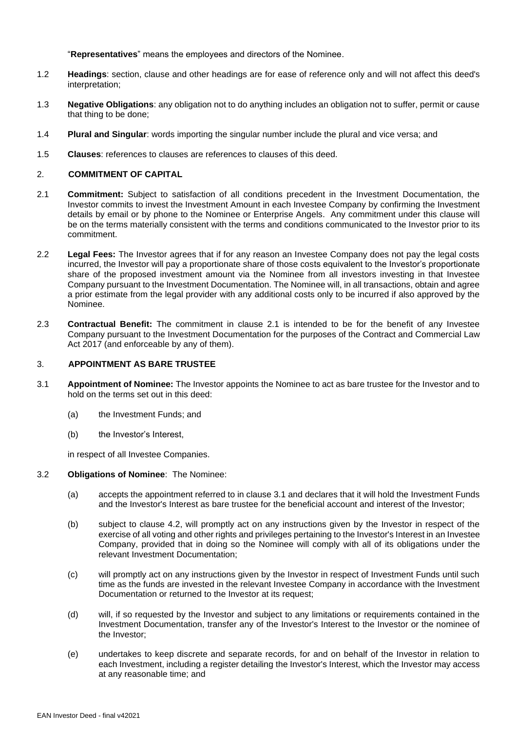"**Representatives**" means the employees and directors of the Nominee.

1.2 **Headings**: section, clause and other headings are for ease of reference only and will not affect this deed's interpretation;

1.3 **Negative Obligations**: any obligation not to do anything includes an obligation not to suffer, permit or cause that thing to be done;

1.4 **Plural and Singular**: words importing the singular number include the plural and vice versa; and

1.5 **Clauses**: references to clauses are references to clauses of this deed.

## 2. COMMITMENT OF CAPITAL

2.1 **Commitment:** Subject to satisfaction of all conditions precedent in the Investment Documentation, the Investor commits to invest the Investment Amount in each Investee Company by confirming the Investment details by email or by phone to the Nominee or Enterprise Angels. Any commitment under this clause will be on the terms materially consistent with the terms and conditions communicated to the Investor prior to its commitment.

2.2 **Legal Fees:** The Investor agrees that if for any reason an Investee Company does not pay the legal costs incurred, the Investor will pay a proportionate share of those costs equivalent to the Investor's proportionate share of the proposed investment amount via the Nominee from all investors investing in that Investee Company pursuant to the Investment Documentation. The Nominee will, in all transactions, obtain and agree a prior estimate from the legal provider with any additional costs only to be incurred if also approved by the Nominee.

2.3 **Contractual Benefit:** The commitment in clause 2.1 is intended to be for the benefit of any Investee Company pursuant to the Investment Documentation for the purposes of the Contract and Commercial Law Act 2017 (and enforceable by any of them).

## 3. APPOINTMENT AS BARE TRUSTEE

3.1 **Appointment of Nominee:** The Investor appoints the Nominee to act as bare trustee for the Investor and to hold on the terms set out in this deed:

(a) the Investment Funds; and

(b) the Investor's Interest,

in respect of all Investee Companies.

3.2 **Obligations of Nominee**: The Nominee:

(a) accepts the appointment referred to in clause 3.1 and declares that it will hold the Investment Funds and the Investor's Interest as bare trustee for the beneficial account and interest of the Investor;

(b) subject to clause 4.2, will promptly act on any instructions given by the Investor in respect of the exercise of all voting and other rights and privileges pertaining to the Investor's Interest in an Investee Company, provided that in doing so the Nominee will comply with all of its obligations under the relevant Investment Documentation;

(c) will promptly act on any instructions given by the Investor in respect of Investment Funds until such time as the funds are invested in the relevant Investee Company in accordance with the Investment Documentation or returned to the Investor at its request;

(d) will, if so requested by the Investor and subject to any limitations or requirements contained in the Investment Documentation, transfer any of the Investor's Interest to the Investor or the nominee of the Investor;

(e) undertakes to keep discrete and separate records, for and on behalf of the Investor in relation to each Investment, including a register detailing the Investor's Interest, which the Investor may access at any reasonable time; and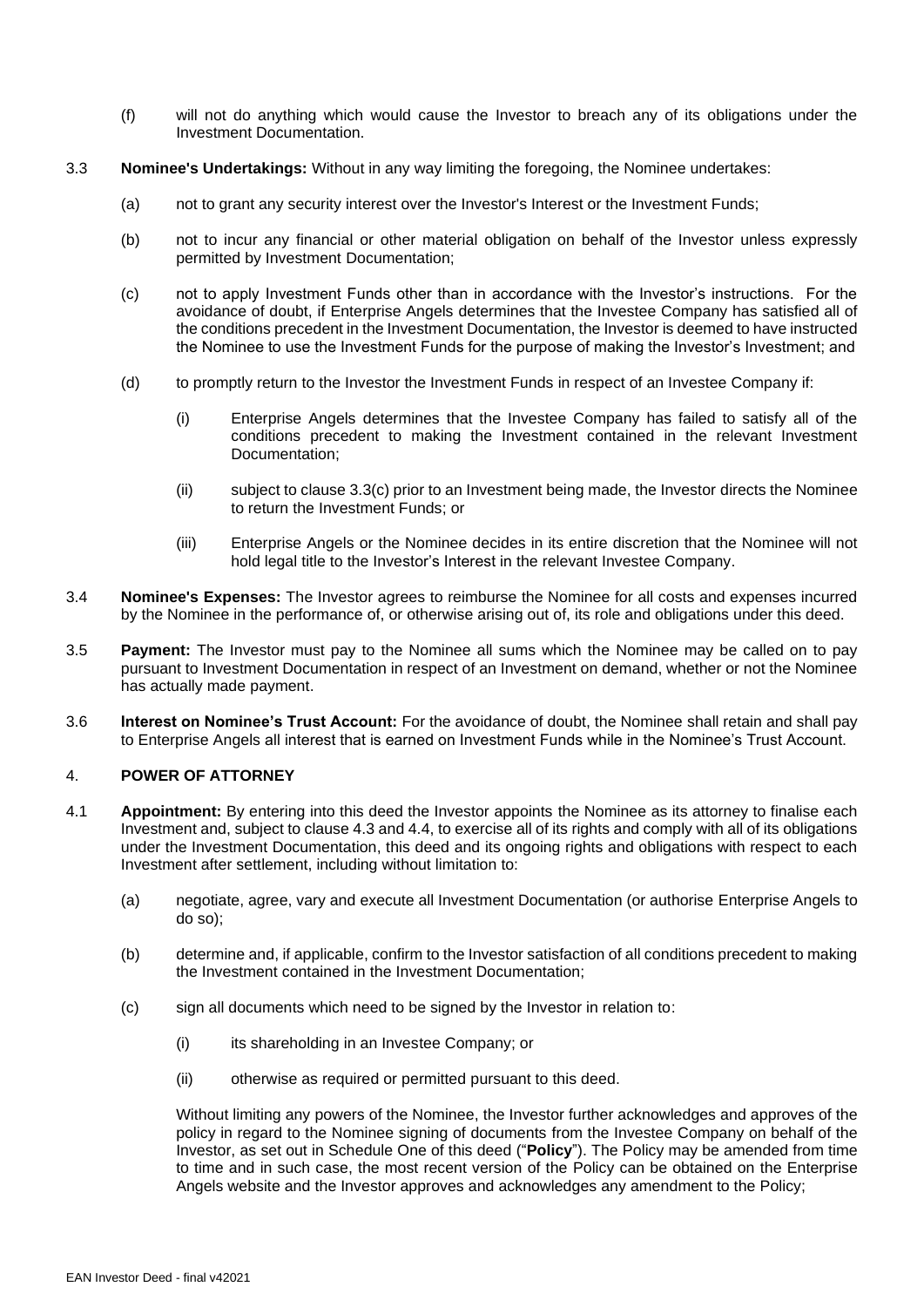(f) will not do anything which would cause the Investor to breach any of its obligations under the Investment Documentation.

3.3 **Nominee's Undertakings:** Without in any way limiting the foregoing, the Nominee undertakes:

(a) not to grant any security interest over the Investor's Interest or the Investment Funds;

(b) not to incur any financial or other material obligation on behalf of the Investor unless expressly permitted by Investment Documentation;

(c) not to apply Investment Funds other than in accordance with the Investor's instructions. For the avoidance of doubt, if Enterprise Angels determines that the Investee Company has satisfied all of the conditions precedent in the Investment Documentation, the Investor is deemed to have instructed the Nominee to use the Investment Funds for the purpose of making the Investor's Investment; and

(d) to promptly return to the Investor the Investment Funds in respect of an Investee Company if:

(i) Enterprise Angels determines that the Investee Company has failed to satisfy all of the conditions precedent to making the Investment contained in the relevant Investment Documentation;

(ii) subject to clause 3.3(c) prior to an Investment being made, the Investor directs the Nominee to return the Investment Funds; or

(iii) Enterprise Angels or the Nominee decides in its entire discretion that the Nominee will not hold legal title to the Investor's Interest in the relevant Investee Company.

3.4 **Nominee's Expenses:** The Investor agrees to reimburse the Nominee for all costs and expenses incurred by the Nominee in the performance of, or otherwise arising out of, its role and obligations under this deed.

3.5 **Payment:** The Investor must pay to the Nominee all sums which the Nominee may be called on to pay pursuant to Investment Documentation in respect of an Investment on demand, whether or not the Nominee has actually made payment.

3.6 **Interest on Nominee's Trust Account:** For the avoidance of doubt, the Nominee shall retain and shall pay to Enterprise Angels all interest that is earned on Investment Funds while in the Nominee's Trust Account.

## 4. POWER OF ATTORNEY

4.1 **Appointment:** By entering into this deed the Investor appoints the Nominee as its attorney to finalise each Investment and, subject to clause 4.3 and 4.4, to exercise all of its rights and comply with all of its obligations under the Investment Documentation, this deed and its ongoing rights and obligations with respect to each Investment after settlement, including without limitation to:

(a) negotiate, agree, vary and execute all Investment Documentation (or authorise Enterprise Angels to do so);

(b) determine and, if applicable, confirm to the Investor satisfaction of all conditions precedent to making the Investment contained in the Investment Documentation;

(c) sign all documents which need to be signed by the Investor in relation to:

(i) its shareholding in an Investee Company; or

(ii) otherwise as required or permitted pursuant to this deed.

Without limiting any powers of the Nominee, the Investor further acknowledges and approves of the policy in regard to the Nominee signing of documents from the Investee Company on behalf of the Investor, as set out in Schedule One of this deed ("**Policy**"). The Policy may be amended from time to time and in such case, the most recent version of the Policy can be obtained on the Enterprise Angels website and the Investor approves and acknowledges any amendment to the Policy;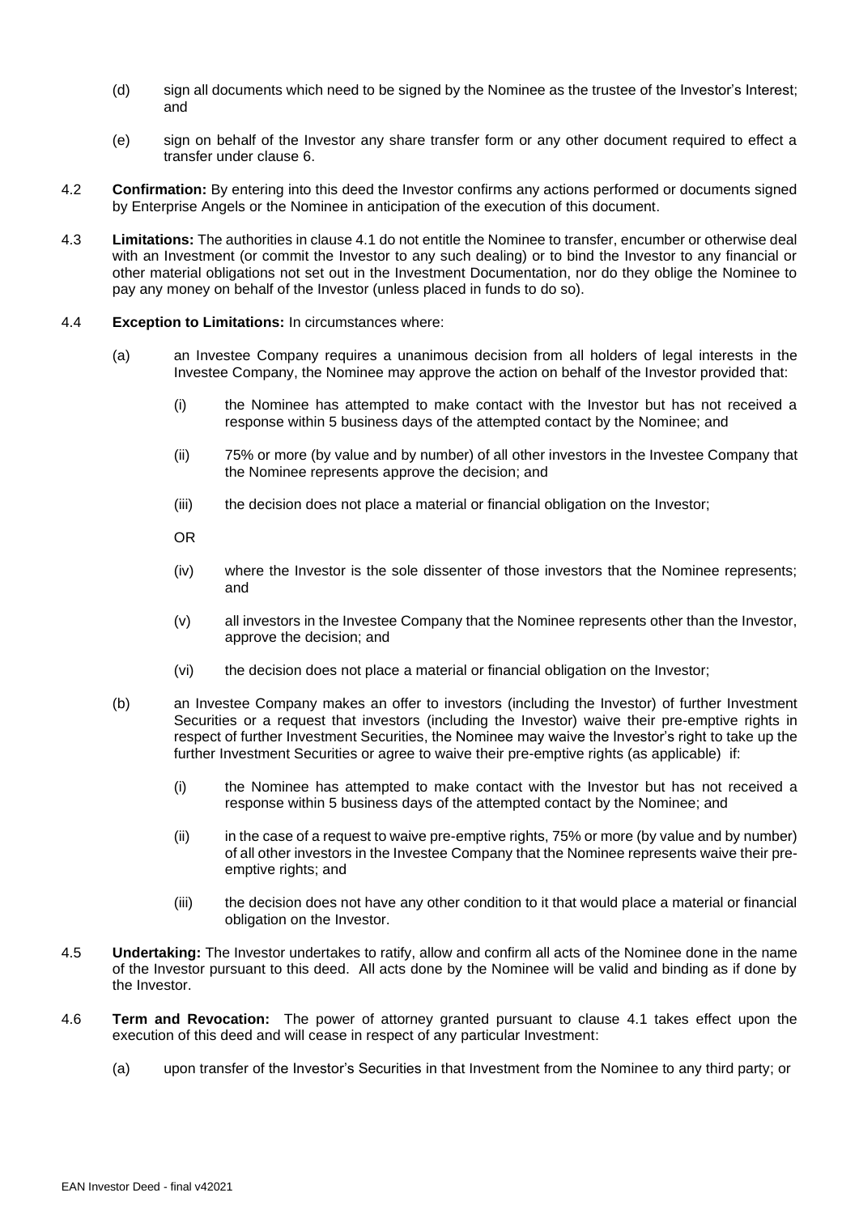(d) sign all documents which need to be signed by the Nominee as the trustee of the Investor's Interest; and

(e) sign on behalf of the Investor any share transfer form or any other document required to effect a transfer under clause 6.

4.2 **Confirmation:** By entering into this deed the Investor confirms any actions performed or documents signed by Enterprise Angels or the Nominee in anticipation of the execution of this document.

4.3 **Limitations:** The authorities in clause 4.1 do not entitle the Nominee to transfer, encumber or otherwise deal with an Investment (or commit the Investor to any such dealing) or to bind the Investor to any financial or other material obligations not set out in the Investment Documentation, nor do they oblige the Nominee to pay any money on behalf of the Investor (unless placed in funds to do so).

4.4 **Exception to Limitations:** In circumstances where:

(a) an Investee Company requires a unanimous decision from all holders of legal interests in the Investee Company, the Nominee may approve the action on behalf of the Investor provided that:

(i) the Nominee has attempted to make contact with the Investor but has not received a response within 5 business days of the attempted contact by the Nominee; and

(ii) 75% or more (by value and by number) of all other investors in the Investee Company that the Nominee represents approve the decision; and

(iii) the decision does not place a material or financial obligation on the Investor;

OR

(iv) where the Investor is the sole dissenter of those investors that the Nominee represents; and

(v) all investors in the Investee Company that the Nominee represents other than the Investor, approve the decision; and

(vi) the decision does not place a material or financial obligation on the Investor;

(b) an Investee Company makes an offer to investors (including the Investor) of further Investment Securities or a request that investors (including the Investor) waive their pre-emptive rights in respect of further Investment Securities, the Nominee may waive the Investor's right to take up the further Investment Securities or agree to waive their pre-emptive rights (as applicable) if:

(i) the Nominee has attempted to make contact with the Investor but has not received a response within 5 business days of the attempted contact by the Nominee; and

(ii) in the case of a request to waive pre-emptive rights, 75% or more (by value and by number) of all other investors in the Investee Company that the Nominee represents waive their pre-emptive rights; and

(iii) the decision does not have any other condition to it that would place a material or financial obligation on the Investor.

4.5 **Undertaking:** The Investor undertakes to ratify, allow and confirm all acts of the Nominee done in the name of the Investor pursuant to this deed. All acts done by the Nominee will be valid and binding as if done by the Investor.

4.6 **Term and Revocation:** The power of attorney granted pursuant to clause 4.1 takes effect upon the execution of this deed and will cease in respect of any particular Investment:

(a) upon transfer of the Investor's Securities in that Investment from the Nominee to any third party; or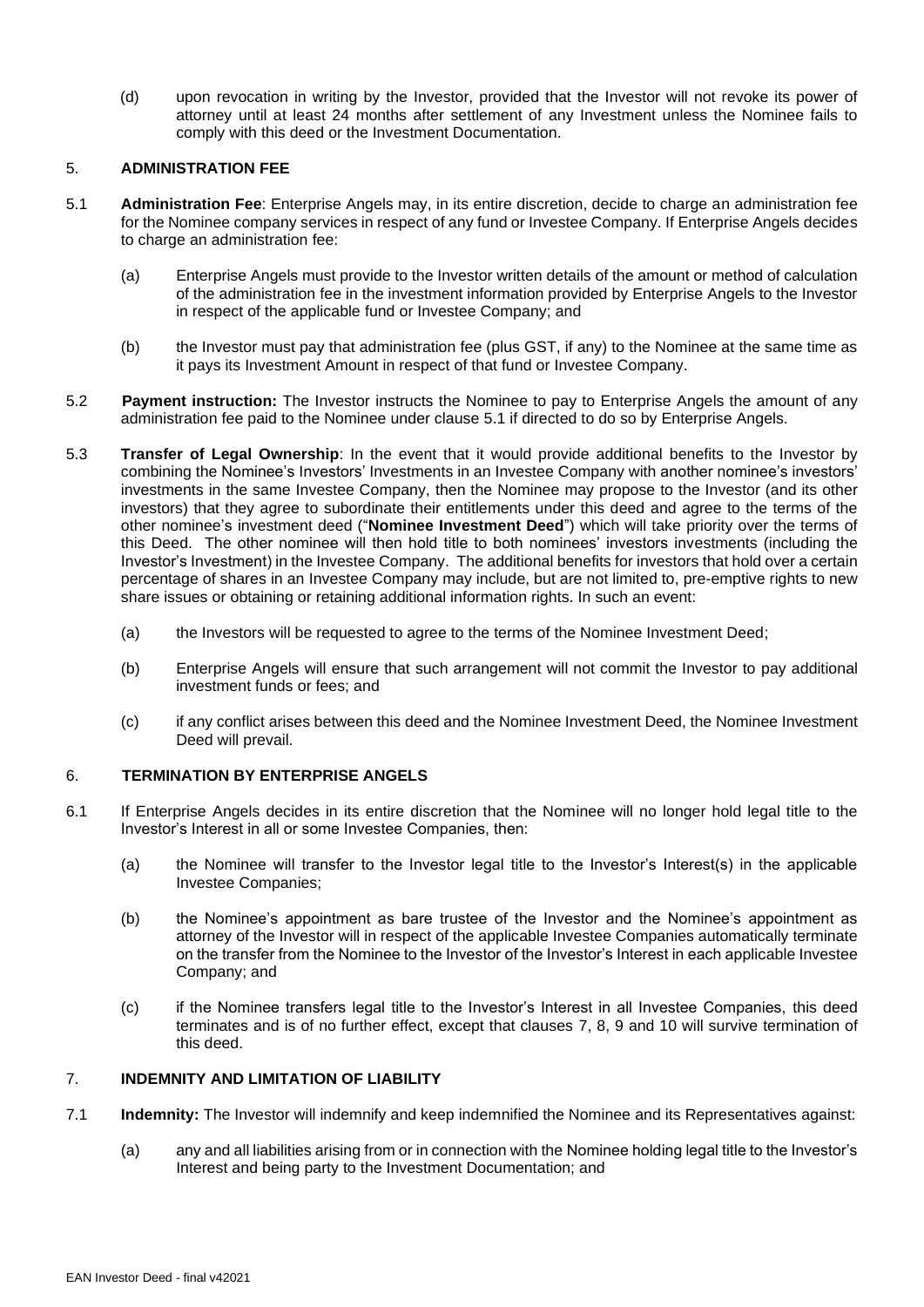(d) upon revocation in writing by the Investor, provided that the Investor will not revoke its power of attorney until at least 24 months after settlement of any Investment unless the Nominee fails to comply with this deed or the Investment Documentation.

## 5. ADMINISTRATION FEE

5.1 **Administration Fee**: Enterprise Angels may, in its entire discretion, decide to charge an administration fee for the Nominee company services in respect of any fund or Investee Company. If Enterprise Angels decides to charge an administration fee:

(a) Enterprise Angels must provide to the Investor written details of the amount or method of calculation of the administration fee in the investment information provided by Enterprise Angels to the Investor in respect of the applicable fund or Investee Company; and

(b) the Investor must pay that administration fee (plus GST, if any) to the Nominee at the same time as it pays its Investment Amount in respect of that fund or Investee Company.

5.2 **Payment instruction:** The Investor instructs the Nominee to pay to Enterprise Angels the amount of any administration fee paid to the Nominee under clause 5.1 if directed to do so by Enterprise Angels.

5.3 **Transfer of Legal Ownership**: In the event that it would provide additional benefits to the Investor by combining the Nominee's Investors' Investments in an Investee Company with another nominee's investors' investments in the same Investee Company, then the Nominee may propose to the Investor (and its other investors) that they agree to subordinate their entitlements under this deed and agree to the terms of the other nominee's investment deed ("**Nominee Investment Deed**") which will take priority over the terms of this Deed. The other nominee will then hold title to both nominees' investors investments (including the Investor's Investment) in the Investee Company. The additional benefits for investors that hold over a certain percentage of shares in an Investee Company may include, but are not limited to, pre-emptive rights to new share issues or obtaining or retaining additional information rights. In such an event:

(a) the Investors will be requested to agree to the terms of the Nominee Investment Deed;

(b) Enterprise Angels will ensure that such arrangement will not commit the Investor to pay additional investment funds or fees; and

(c) if any conflict arises between this deed and the Nominee Investment Deed, the Nominee Investment Deed will prevail.

## 6. TERMINATION BY ENTERPRISE ANGELS

6.1 If Enterprise Angels decides in its entire discretion that the Nominee will no longer hold legal title to the Investor's Interest in all or some Investee Companies, then:

(a) the Nominee will transfer to the Investor legal title to the Investor's Interest(s) in the applicable Investee Companies;

(b) the Nominee's appointment as bare trustee of the Investor and the Nominee's appointment as attorney of the Investor will in respect of the applicable Investee Companies automatically terminate on the transfer from the Nominee to the Investor of the Investor's Interest in each applicable Investee Company; and

(c) if the Nominee transfers legal title to the Investor's Interest in all Investee Companies, this deed terminates and is of no further effect, except that clauses 7, 8, 9 and 10 will survive termination of this deed.

## 7. INDEMNITY AND LIMITATION OF LIABILITY

7.1 **Indemnity:** The Investor will indemnify and keep indemnified the Nominee and its Representatives against:

(a) any and all liabilities arising from or in connection with the Nominee holding legal title to the Investor's Interest and being party to the Investment Documentation; and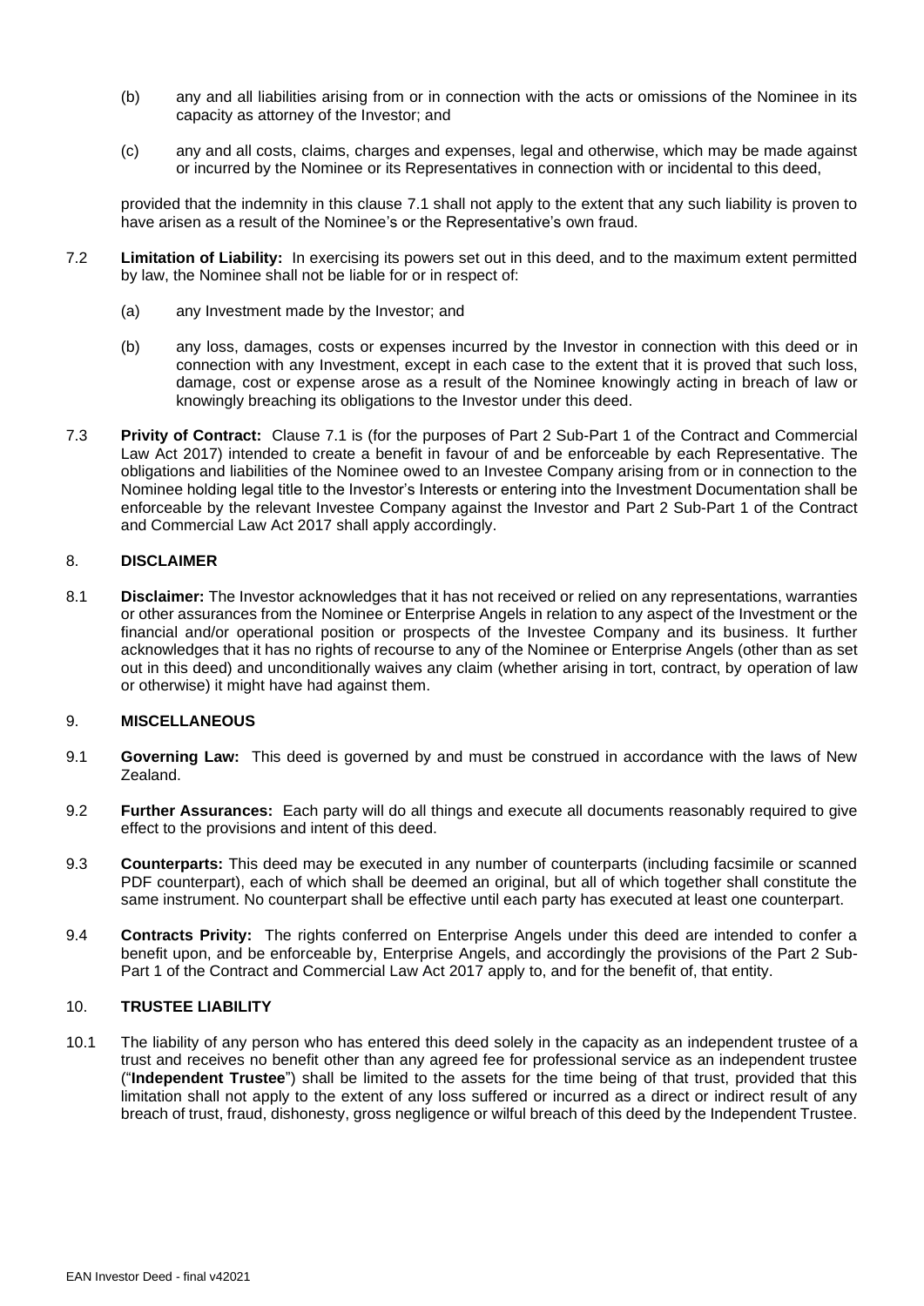(b) any and all liabilities arising from or in connection with the acts or omissions of the Nominee in its capacity as attorney of the Investor; and

(c) any and all costs, claims, charges and expenses, legal and otherwise, which may be made against or incurred by the Nominee or its Representatives in connection with or incidental to this deed,

provided that the indemnity in this clause 7.1 shall not apply to the extent that any such liability is proven to have arisen as a result of the Nominee's or the Representative's own fraud.

7.2 **Limitation of Liability:** In exercising its powers set out in this deed, and to the maximum extent permitted by law, the Nominee shall not be liable for or in respect of:

(a) any Investment made by the Investor; and

(b) any loss, damages, costs or expenses incurred by the Investor in connection with this deed or in connection with any Investment, except in each case to the extent that it is proved that such loss, damage, cost or expense arose as a result of the Nominee knowingly acting in breach of law or knowingly breaching its obligations to the Investor under this deed.

7.3 **Privity of Contract:** Clause 7.1 is (for the purposes of Part 2 Sub-Part 1 of the Contract and Commercial Law Act 2017) intended to create a benefit in favour of and be enforceable by each Representative. The obligations and liabilities of the Nominee owed to an Investee Company arising from or in connection to the Nominee holding legal title to the Investor's Interests or entering into the Investment Documentation shall be enforceable by the relevant Investee Company against the Investor and Part 2 Sub-Part 1 of the Contract and Commercial Law Act 2017 shall apply accordingly.

## 8. DISCLAIMER

8.1 **Disclaimer:** The Investor acknowledges that it has not received or relied on any representations, warranties or other assurances from the Nominee or Enterprise Angels in relation to any aspect of the Investment or the financial and/or operational position or prospects of the Investee Company and its business. It further acknowledges that it has no rights of recourse to any of the Nominee or Enterprise Angels (other than as set out in this deed) and unconditionally waives any claim (whether arising in tort, contract, by operation of law or otherwise) it might have had against them.

## 9. MISCELLANEOUS

9.1 **Governing Law:** This deed is governed by and must be construed in accordance with the laws of New Zealand.

9.2 **Further Assurances:** Each party will do all things and execute all documents reasonably required to give effect to the provisions and intent of this deed.

9.3 **Counterparts:** This deed may be executed in any number of counterparts (including facsimile or scanned PDF counterpart), each of which shall be deemed an original, but all of which together shall constitute the same instrument. No counterpart shall be effective until each party has executed at least one counterpart.

9.4 **Contracts Privity:** The rights conferred on Enterprise Angels under this deed are intended to confer a benefit upon, and be enforceable by, Enterprise Angels, and accordingly the provisions of the Part 2 Sub-Part 1 of the Contract and Commercial Law Act 2017 apply to, and for the benefit of, that entity.

## 10. TRUSTEE LIABILITY

10.1 The liability of any person who has entered this deed solely in the capacity as an independent trustee of a trust and receives no benefit other than any agreed fee for professional service as an independent trustee ("**Independent Trustee**") shall be limited to the assets for the time being of that trust, provided that this limitation shall not apply to the extent of any loss suffered or incurred as a direct or indirect result of any breach of trust, fraud, dishonesty, gross negligence or wilful breach of this deed by the Independent Trustee.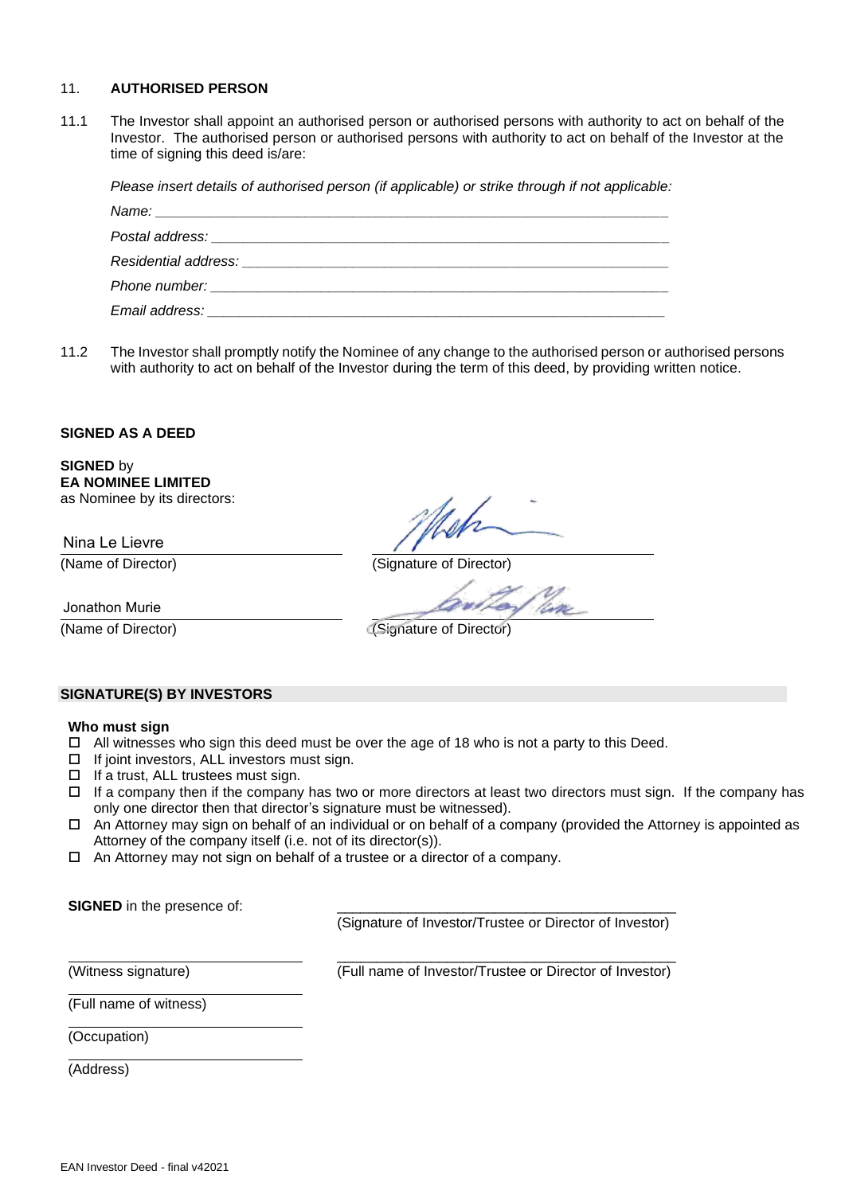## 11. AUTHORISED PERSON

11.1 The Investor shall appoint an authorised person or authorised persons with authority to act on behalf of the Investor. The authorised person or authorised persons with authority to act on behalf of the Investor at the time of signing this deed is/are:

*Please insert details of authorised person (if applicable) or strike through if not applicable:*

*Name:* ______________________________________________________________

*Postal address:* ______________________________________________________

*Residential address:* __________________________________________________

*Phone number:* ______________________________________________________

*Email address:* ______________________________________________________

11.2 The Investor shall promptly notify the Nominee of any change to the authorised person or authorised persons with authority to act on behalf of the Investor during the term of this deed, by providing written notice.

**SIGNED AS A DEED**

**SIGNED** by
**EA NOMINEE LIMITED**
as Nominee by its directors:

| | |
|---|---|
| Nina Le Lievre | [signature] |
| (Name of Director) | (Signature of Director) |
| Jonathon Murie | [signature] |
| (Name of Director) | (Signature of Director) |

**SIGNATURE(S) BY INVESTORS**

**Who must sign**

- ☐ All witnesses who sign this deed must be over the age of 18 who is not a party to this Deed.
- ☐ If joint investors, ALL investors must sign.
- ☐ If a trust, ALL trustees must sign.
- ☐ If a company then if the company has two or more directors at least two directors must sign. If the company has only one director then that director's signature must be witnessed).
- ☐ An Attorney may sign on behalf of an individual or on behalf of a company (provided the Attorney is appointed as Attorney of the company itself (i.e. not of its director(s)).
- ☐ An Attorney may not sign on behalf of a trustee or a director of a company.

**SIGNED** in the presence of:

_____________________________________________
(Signature of Investor/Trustee or Director of Investor)

_____________________________
(Witness signature)

_____________________________________________
(Full name of Investor/Trustee or Director of Investor)

_____________________________
(Full name of witness)

_____________________________
(Occupation)

_____________________________
(Address)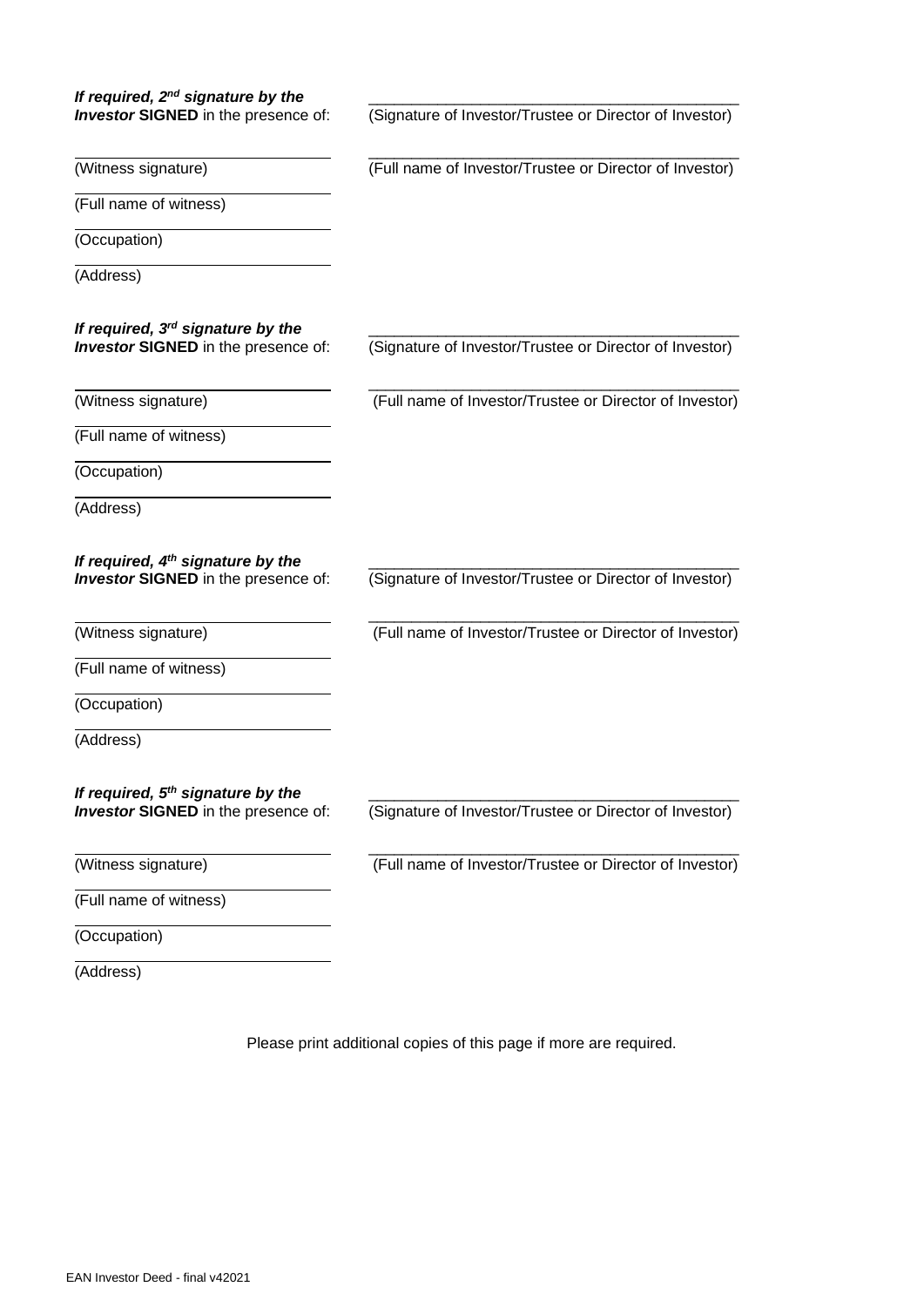***If required, 2nd signature by the Investor*** **SIGNED** in the presence of:

\_\_\_\_\_\_\_\_\_\_\_\_\_\_\_\_\_\_\_\_\_\_\_\_\_\_\_\_\_\_\_\_\_\_\_\_\_\_\_\_\_\_\_\_\_
(Signature of Investor/Trustee or Director of Investor)

(Witness signature)

\_\_\_\_\_\_\_\_\_\_\_\_\_\_\_\_\_\_\_\_\_\_\_\_\_\_\_\_\_\_\_\_\_\_\_\_\_\_\_\_\_\_\_\_\_
(Full name of Investor/Trustee or Director of Investor)

(Full name of witness)

(Occupation)

(Address)

***If required, 3rd signature by the Investor*** **SIGNED** in the presence of:

\_\_\_\_\_\_\_\_\_\_\_\_\_\_\_\_\_\_\_\_\_\_\_\_\_\_\_\_\_\_\_\_\_\_\_\_\_\_\_\_\_\_\_\_\_
(Signature of Investor/Trustee or Director of Investor)

(Witness signature)

\_\_\_\_\_\_\_\_\_\_\_\_\_\_\_\_\_\_\_\_\_\_\_\_\_\_\_\_\_\_\_\_\_\_\_\_\_\_\_\_\_\_\_\_\_
(Full name of Investor/Trustee or Director of Investor)

(Full name of witness)

(Occupation)

(Address)

***If required, 4th signature by the Investor*** **SIGNED** in the presence of:

\_\_\_\_\_\_\_\_\_\_\_\_\_\_\_\_\_\_\_\_\_\_\_\_\_\_\_\_\_\_\_\_\_\_\_\_\_\_\_\_\_\_\_\_\_
(Signature of Investor/Trustee or Director of Investor)

(Witness signature)

\_\_\_\_\_\_\_\_\_\_\_\_\_\_\_\_\_\_\_\_\_\_\_\_\_\_\_\_\_\_\_\_\_\_\_\_\_\_\_\_\_\_\_\_\_
(Full name of Investor/Trustee or Director of Investor)

(Full name of witness)

(Occupation)

(Address)

***If required, 5th signature by the Investor*** **SIGNED** in the presence of:

\_\_\_\_\_\_\_\_\_\_\_\_\_\_\_\_\_\_\_\_\_\_\_\_\_\_\_\_\_\_\_\_\_\_\_\_\_\_\_\_\_\_\_\_\_
(Signature of Investor/Trustee or Director of Investor)

(Witness signature)

\_\_\_\_\_\_\_\_\_\_\_\_\_\_\_\_\_\_\_\_\_\_\_\_\_\_\_\_\_\_\_\_\_\_\_\_\_\_\_\_\_\_\_\_\_
(Full name of Investor/Trustee or Director of Investor)

(Full name of witness)

(Occupation)

(Address)

Please print additional copies of this page if more are required.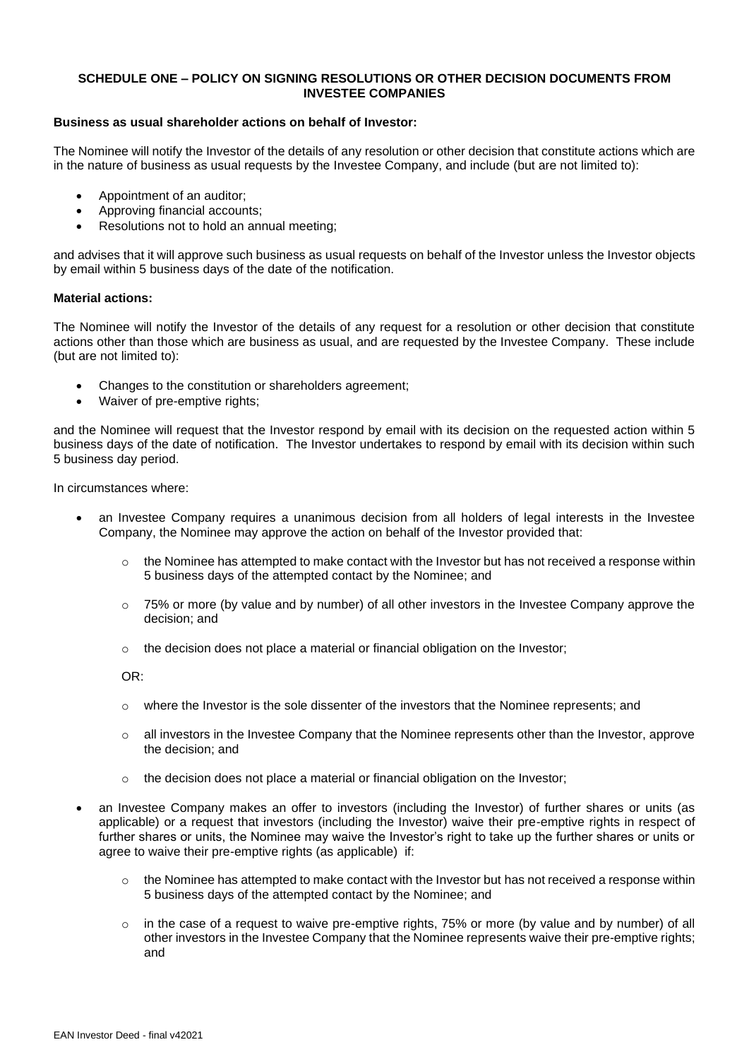## SCHEDULE ONE – POLICY ON SIGNING RESOLUTIONS OR OTHER DECISION DOCUMENTS FROM INVESTEE COMPANIES

**Business as usual shareholder actions on behalf of Investor:**

The Nominee will notify the Investor of the details of any resolution or other decision that constitute actions which are in the nature of business as usual requests by the Investee Company, and include (but are not limited to):

- Appointment of an auditor;
- Approving financial accounts;
- Resolutions not to hold an annual meeting;

and advises that it will approve such business as usual requests on behalf of the Investor unless the Investor objects by email within 5 business days of the date of the notification.

**Material actions:**

The Nominee will notify the Investor of the details of any request for a resolution or other decision that constitute actions other than those which are business as usual, and are requested by the Investee Company. These include (but are not limited to):

- Changes to the constitution or shareholders agreement;
- Waiver of pre-emptive rights;

and the Nominee will request that the Investor respond by email with its decision on the requested action within 5 business days of the date of notification. The Investor undertakes to respond by email with its decision within such 5 business day period.

In circumstances where:

- an Investee Company requires a unanimous decision from all holders of legal interests in the Investee Company, the Nominee may approve the action on behalf of the Investor provided that:
  - the Nominee has attempted to make contact with the Investor but has not received a response within 5 business days of the attempted contact by the Nominee; and
  - 75% or more (by value and by number) of all other investors in the Investee Company approve the decision; and
  - the decision does not place a material or financial obligation on the Investor;

  OR:

  - where the Investor is the sole dissenter of the investors that the Nominee represents; and
  - all investors in the Investee Company that the Nominee represents other than the Investor, approve the decision; and
  - the decision does not place a material or financial obligation on the Investor;
- an Investee Company makes an offer to investors (including the Investor) of further shares or units (as applicable) or a request that investors (including the Investor) waive their pre-emptive rights in respect of further shares or units, the Nominee may waive the Investor's right to take up the further shares or units or agree to waive their pre-emptive rights (as applicable) if:
  - the Nominee has attempted to make contact with the Investor but has not received a response within 5 business days of the attempted contact by the Nominee; and
  - in the case of a request to waive pre-emptive rights, 75% or more (by value and by number) of all other investors in the Investee Company that the Nominee represents waive their pre-emptive rights; and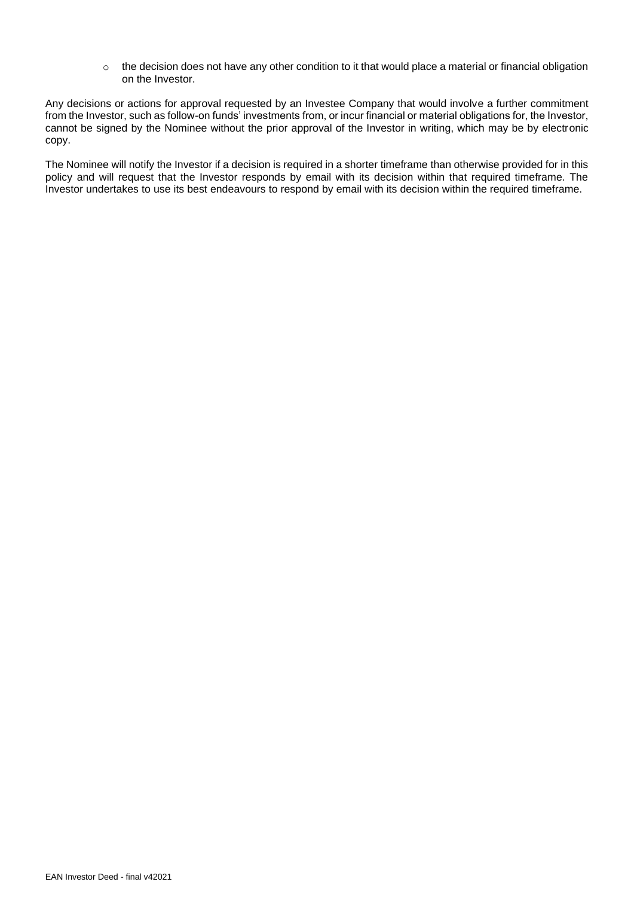- the decision does not have any other condition to it that would place a material or financial obligation on the Investor.

Any decisions or actions for approval requested by an Investee Company that would involve a further commitment from the Investor, such as follow-on funds' investments from, or incur financial or material obligations for, the Investor, cannot be signed by the Nominee without the prior approval of the Investor in writing, which may be by electronic copy.

The Nominee will notify the Investor if a decision is required in a shorter timeframe than otherwise provided for in this policy and will request that the Investor responds by email with its decision within that required timeframe. The Investor undertakes to use its best endeavours to respond by email with its decision within the required timeframe.